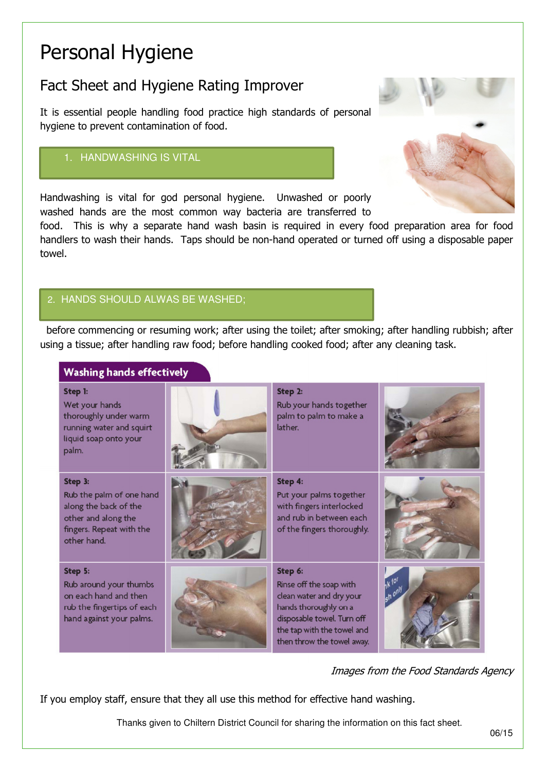# Personal Hygiene

## Fact Sheet and Hygiene Rating Improver

It is essential people handling food practice high standards of personal hygiene to prevent contamination of food.

### 1. HANDWASHING IS VITAL

Handwashing is vital for god personal hygiene. Unwashed or poorly washed hands are the most common way bacteria are transferred to food. This is why a separate hand wash basin is required in every food preparation area for food handlers to wash their hands. Taps should be non-hand operated or turned off using a disposable paper towel.

### 2. HANDS SHOULD ALWAS BE WASHED;

before commencing or resuming work; after using the toilet; after smoking; after handling rubbish; after using a tissue; after handling raw food; before handling cooked food; after any cleaning task.

**Washing hands effectively**

**Step 1:** Wet your hands thoroughly under warm running water and squirt liquid soap onto your palm.

**Step 2:** Rub your hands together palm to palm to make a lather.

**Step 3:** Rub the palm of one hand along the back of the other and along the fingers. Repeat with the other hand.

**Step 4:** Put your palms together with fingers interlocked and rub in between each of the fingers thoroughly.

**Step 5:** Rub around your thumbs on each hand and then rub the fingertips of each hand against your palms.

**Step 6:** Rinse off the soap with clean water and dry your hands thoroughly on a disposable towel. Turn off the tap with the towel and then throw the towel away.

*Images from the Food Standards Agency*

If you employ staff, ensure that they all use this method for effective hand washing.

Thanks given to Chiltern District Council for sharing the information on this fact sheet.

06/15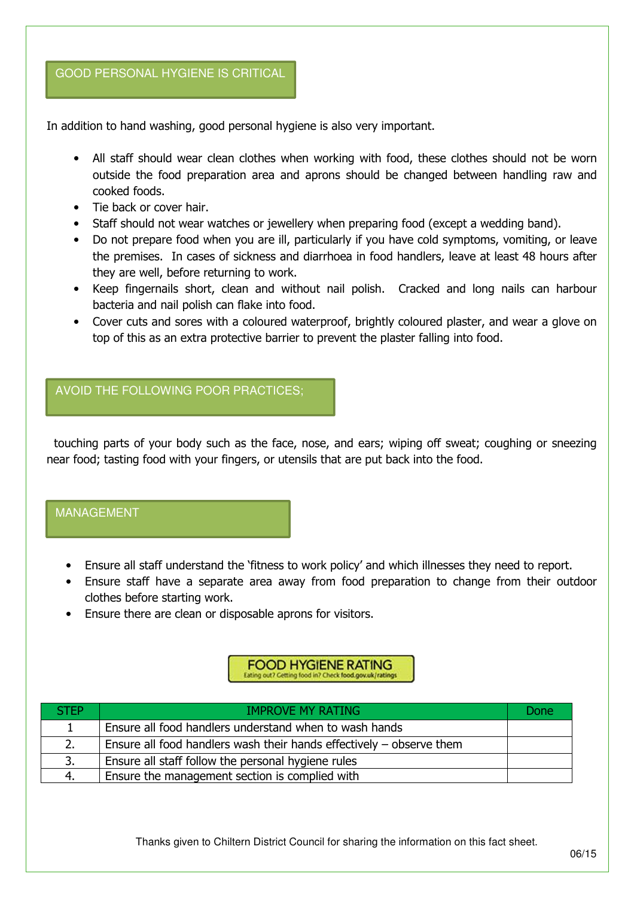## GOOD PERSONAL HYGIENE IS CRITICAL

In addition to hand washing, good personal hygiene is also very important.

- All staff should wear clean clothes when working with food, these clothes should not be worn outside the food preparation area and aprons should be changed between handling raw and cooked foods.
- Tie back or cover hair.
- Staff should not wear watches or jewellery when preparing food (except a wedding band).
- Do not prepare food when you are ill, particularly if you have cold symptoms, vomiting, or leave the premises. In cases of sickness and diarrhoea in food handlers, leave at least 48 hours after they are well, before returning to work.
- Keep fingernails short, clean and without nail polish. Cracked and long nails can harbour bacteria and nail polish can flake into food.
- Cover cuts and sores with a coloured waterproof, brightly coloured plaster, and wear a glove on top of this as an extra protective barrier to prevent the plaster falling into food.

## AVOID THE FOLLOWING POOR PRACTICES;

touching parts of your body such as the face, nose, and ears; wiping off sweat; coughing or sneezing near food; tasting food with your fingers, or utensils that are put back into the food.

## MANAGEMENT

- Ensure all staff understand the 'fitness to work policy' and which illnesses they need to report.
- Ensure staff have a separate area away from food preparation to change from their outdoor clothes before starting work.
- Ensure there are clean or disposable aprons for visitors.

**FOOD HYGIENE RATING**
Eating out? Getting food in? Check food.gov.uk/ratings

| STEP | IMPROVE MY RATING | Done |
|---|---|---|
| 1 | Ensure all food handlers understand when to wash hands | |
| 2. | Ensure all food handlers wash their hands effectively – observe them | |
| 3. | Ensure all staff follow the personal hygiene rules | |
| 4. | Ensure the management section is complied with | |

Thanks given to Chiltern District Council for sharing the information on this fact sheet.

06/15